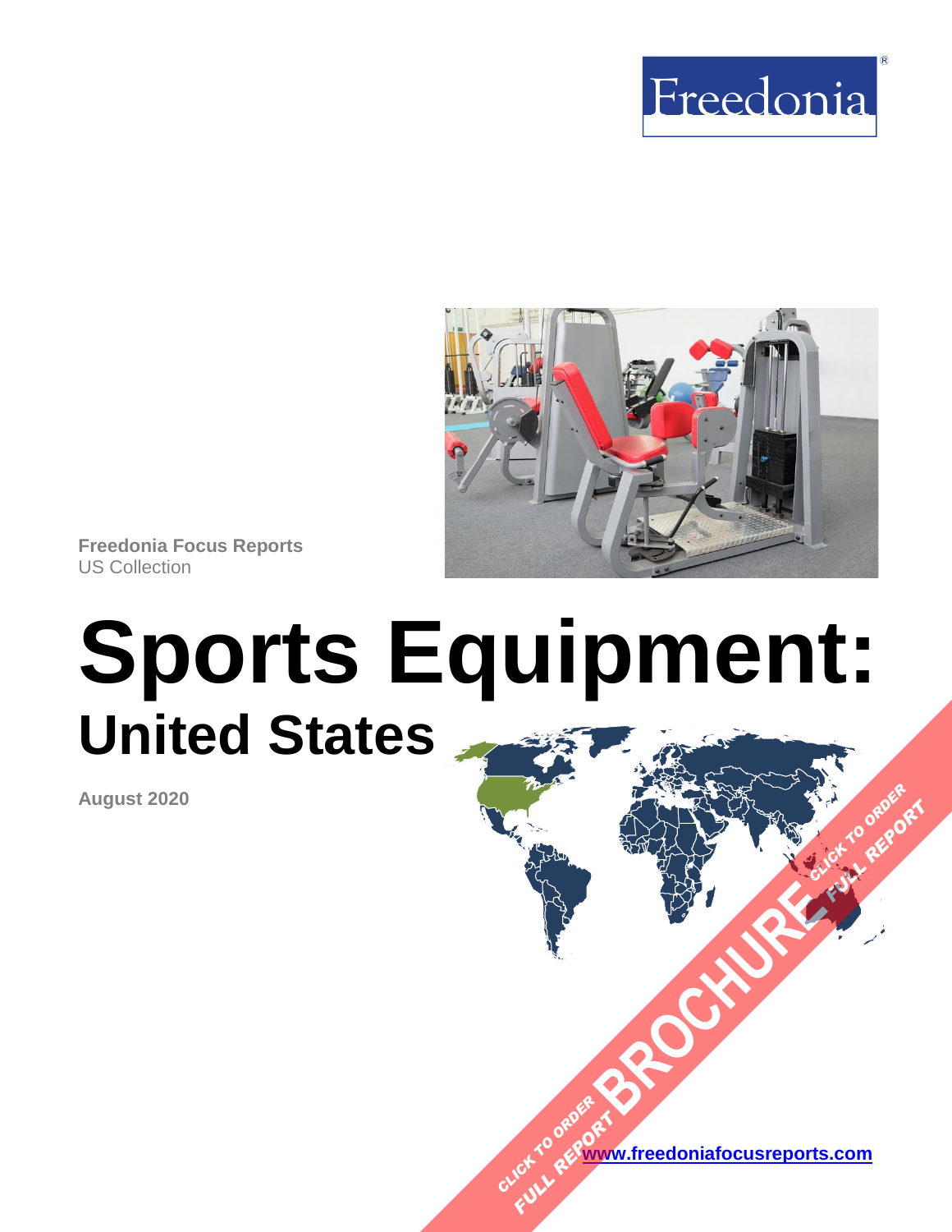Freedonia

Freedonia Focus Reports
US Collection

# Sports Equipment:
## United States

**August 2020**

CLICK TO ORDER FULL REPORT
BROCHURE
CLICK TO ORDER FULL REPORT

www.freedoniafocusreports.com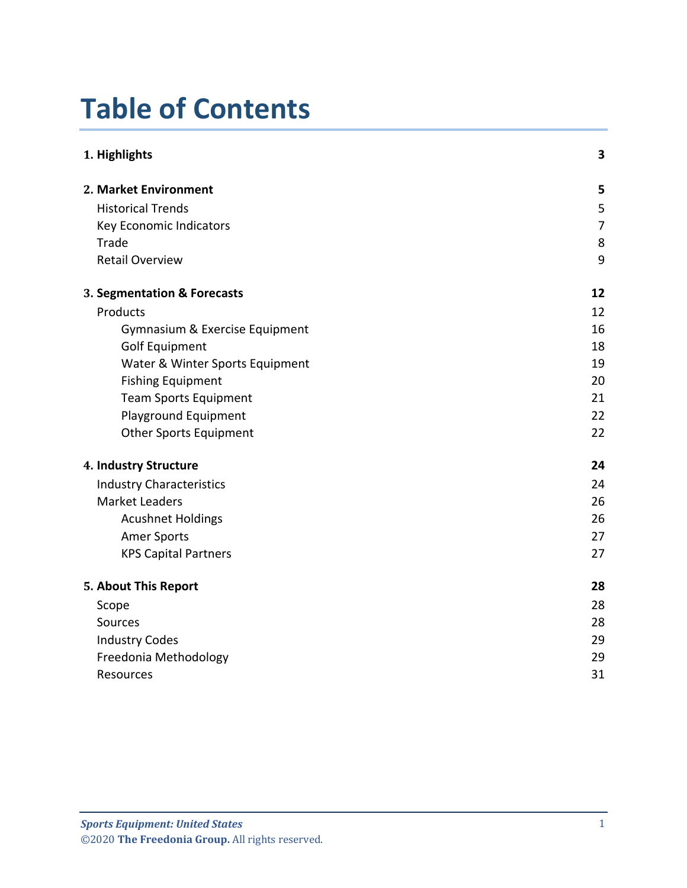# Table of Contents

| | |
|---|---|
| **1. Highlights** | **3** |
| **2. Market Environment** | **5** |
| Historical Trends | 5 |
| Key Economic Indicators | 7 |
| Trade | 8 |
| Retail Overview | 9 |
| **3. Segmentation & Forecasts** | **12** |
| Products | 12 |
| Gymnasium & Exercise Equipment | 16 |
| Golf Equipment | 18 |
| Water & Winter Sports Equipment | 19 |
| Fishing Equipment | 20 |
| Team Sports Equipment | 21 |
| Playground Equipment | 22 |
| Other Sports Equipment | 22 |
| **4. Industry Structure** | **24** |
| Industry Characteristics | 24 |
| Market Leaders | 26 |
| Acushnet Holdings | 26 |
| Amer Sports | 27 |
| KPS Capital Partners | 27 |
| **5. About This Report** | **28** |
| Scope | 28 |
| Sources | 28 |
| Industry Codes | 29 |
| Freedonia Methodology | 29 |
| Resources | 31 |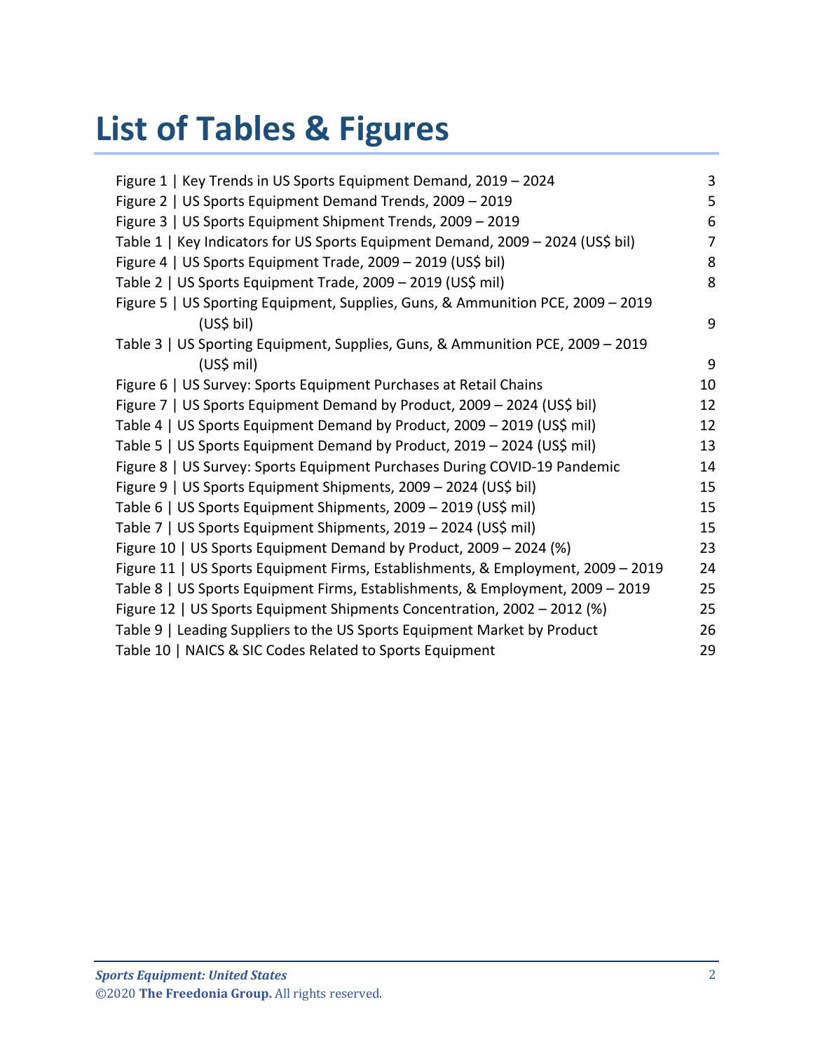# List of Tables & Figures

| | |
|---|---|
| Figure 1 \| Key Trends in US Sports Equipment Demand, 2019 – 2024 | 3 |
| Figure 2 \| US Sports Equipment Demand Trends, 2009 – 2019 | 5 |
| Figure 3 \| US Sports Equipment Shipment Trends, 2009 – 2019 | 6 |
| Table 1 \| Key Indicators for US Sports Equipment Demand, 2009 – 2024 (US$ bil) | 7 |
| Figure 4 \| US Sports Equipment Trade, 2009 – 2019 (US$ bil) | 8 |
| Table 2 \| US Sports Equipment Trade, 2009 – 2019 (US$ mil) | 8 |
| Figure 5 \| US Sporting Equipment, Supplies, Guns, & Ammunition PCE, 2009 – 2019 (US$ bil) | 9 |
| Table 3 \| US Sporting Equipment, Supplies, Guns, & Ammunition PCE, 2009 – 2019 (US$ mil) | 9 |
| Figure 6 \| US Survey: Sports Equipment Purchases at Retail Chains | 10 |
| Figure 7 \| US Sports Equipment Demand by Product, 2009 – 2024 (US$ bil) | 12 |
| Table 4 \| US Sports Equipment Demand by Product, 2009 – 2019 (US$ mil) | 12 |
| Table 5 \| US Sports Equipment Demand by Product, 2019 – 2024 (US$ mil) | 13 |
| Figure 8 \| US Survey: Sports Equipment Purchases During COVID-19 Pandemic | 14 |
| Figure 9 \| US Sports Equipment Shipments, 2009 – 2024 (US$ bil) | 15 |
| Table 6 \| US Sports Equipment Shipments, 2009 – 2019 (US$ mil) | 15 |
| Table 7 \| US Sports Equipment Shipments, 2019 – 2024 (US$ mil) | 15 |
| Figure 10 \| US Sports Equipment Demand by Product, 2009 – 2024 (%) | 23 |
| Figure 11 \| US Sports Equipment Firms, Establishments, & Employment, 2009 – 2019 | 24 |
| Table 8 \| US Sports Equipment Firms, Establishments, & Employment, 2009 – 2019 | 25 |
| Figure 12 \| US Sports Equipment Shipments Concentration, 2002 – 2012 (%) | 25 |
| Table 9 \| Leading Suppliers to the US Sports Equipment Market by Product | 26 |
| Table 10 \| NAICS & SIC Codes Related to Sports Equipment | 29 |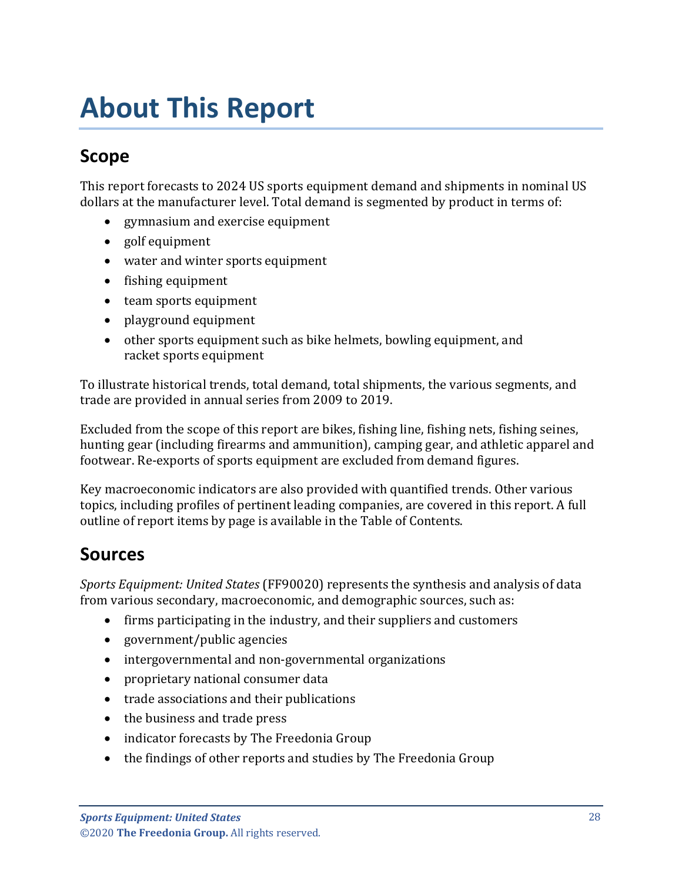# About This Report

## Scope

This report forecasts to 2024 US sports equipment demand and shipments in nominal US dollars at the manufacturer level. Total demand is segmented by product in terms of:

- gymnasium and exercise equipment
- golf equipment
- water and winter sports equipment
- fishing equipment
- team sports equipment
- playground equipment
- other sports equipment such as bike helmets, bowling equipment, and racket sports equipment

To illustrate historical trends, total demand, total shipments, the various segments, and trade are provided in annual series from 2009 to 2019.

Excluded from the scope of this report are bikes, fishing line, fishing nets, fishing seines, hunting gear (including firearms and ammunition), camping gear, and athletic apparel and footwear. Re-exports of sports equipment are excluded from demand figures.

Key macroeconomic indicators are also provided with quantified trends. Other various topics, including profiles of pertinent leading companies, are covered in this report. A full outline of report items by page is available in the Table of Contents.

## Sources

*Sports Equipment: United States* (FF90020) represents the synthesis and analysis of data from various secondary, macroeconomic, and demographic sources, such as:

- firms participating in the industry, and their suppliers and customers
- government/public agencies
- intergovernmental and non-governmental organizations
- proprietary national consumer data
- trade associations and their publications
- the business and trade press
- indicator forecasts by The Freedonia Group
- the findings of other reports and studies by The Freedonia Group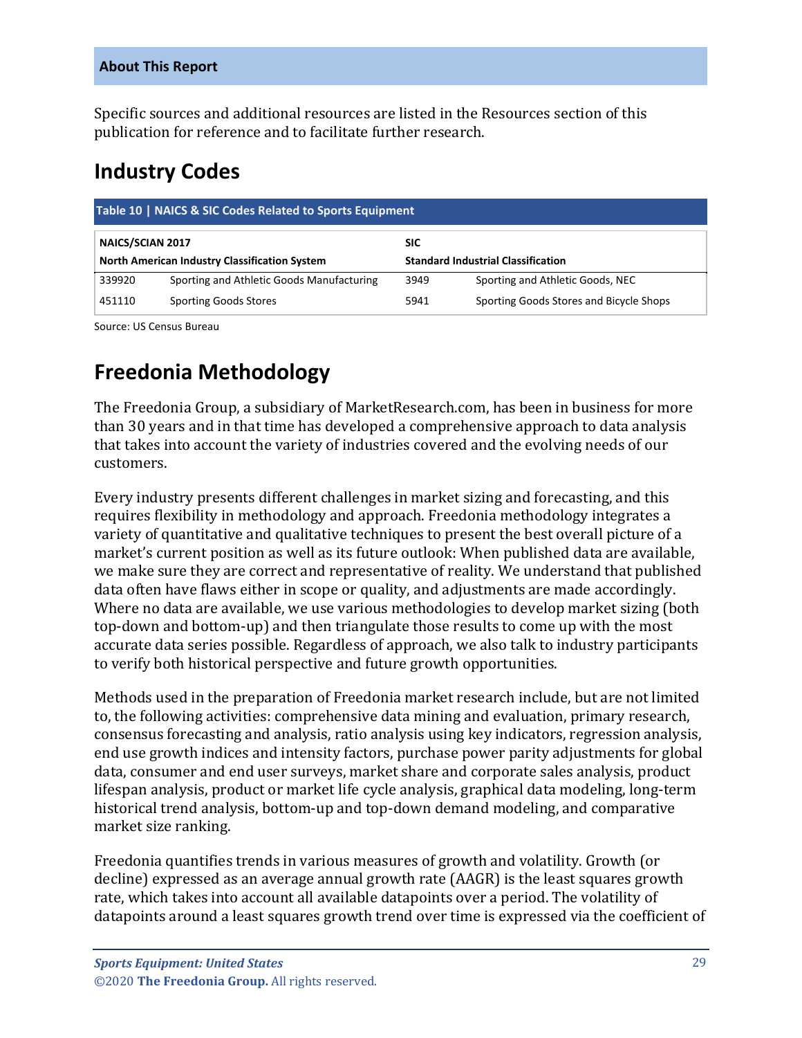## About This Report

Specific sources and additional resources are listed in the Resources section of this publication for reference and to facilitate further research.

# Industry Codes

**Table 10 | NAICS & SIC Codes Related to Sports Equipment**

| NAICS/SCIAN 2017<br>North American Industry Classification System | | SIC<br>Standard Industrial Classification | |
|---|---|---|---|
| 339920 | Sporting and Athletic Goods Manufacturing | 3949 | Sporting and Athletic Goods, NEC |
| 451110 | Sporting Goods Stores | 5941 | Sporting Goods Stores and Bicycle Shops |

Source: US Census Bureau

# Freedonia Methodology

The Freedonia Group, a subsidiary of MarketResearch.com, has been in business for more than 30 years and in that time has developed a comprehensive approach to data analysis that takes into account the variety of industries covered and the evolving needs of our customers.

Every industry presents different challenges in market sizing and forecasting, and this requires flexibility in methodology and approach. Freedonia methodology integrates a variety of quantitative and qualitative techniques to present the best overall picture of a market's current position as well as its future outlook: When published data are available, we make sure they are correct and representative of reality. We understand that published data often have flaws either in scope or quality, and adjustments are made accordingly. Where no data are available, we use various methodologies to develop market sizing (both top-down and bottom-up) and then triangulate those results to come up with the most accurate data series possible. Regardless of approach, we also talk to industry participants to verify both historical perspective and future growth opportunities.

Methods used in the preparation of Freedonia market research include, but are not limited to, the following activities: comprehensive data mining and evaluation, primary research, consensus forecasting and analysis, ratio analysis using key indicators, regression analysis, end use growth indices and intensity factors, purchase power parity adjustments for global data, consumer and end user surveys, market share and corporate sales analysis, product lifespan analysis, product or market life cycle analysis, graphical data modeling, long-term historical trend analysis, bottom-up and top-down demand modeling, and comparative market size ranking.

Freedonia quantifies trends in various measures of growth and volatility. Growth (or decline) expressed as an average annual growth rate (AAGR) is the least squares growth rate, which takes into account all available datapoints over a period. The volatility of datapoints around a least squares growth trend over time is expressed via the coefficient of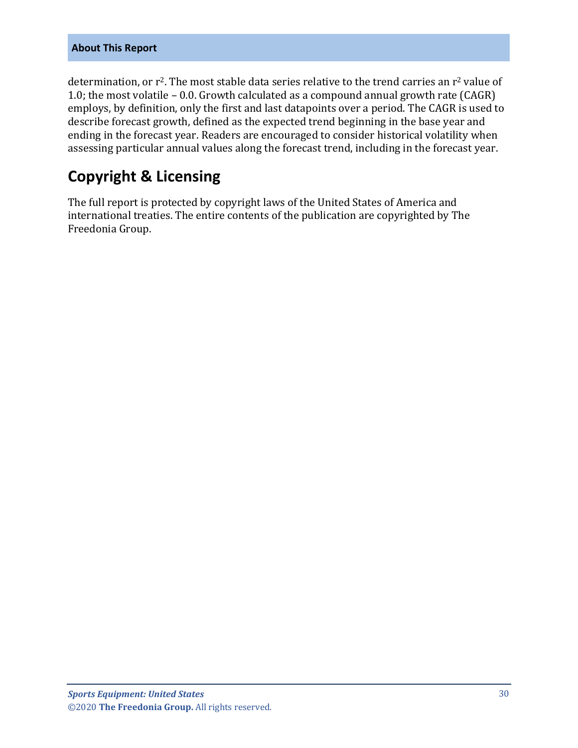determination, or $r^2$. The most stable data series relative to the trend carries an $r^2$ value of 1.0; the most volatile – 0.0. Growth calculated as a compound annual growth rate (CAGR) employs, by definition, only the first and last datapoints over a period. The CAGR is used to describe forecast growth, defined as the expected trend beginning in the base year and ending in the forecast year. Readers are encouraged to consider historical volatility when assessing particular annual values along the forecast trend, including in the forecast year.

## Copyright & Licensing

The full report is protected by copyright laws of the United States of America and international treaties. The entire contents of the publication are copyrighted by The Freedonia Group.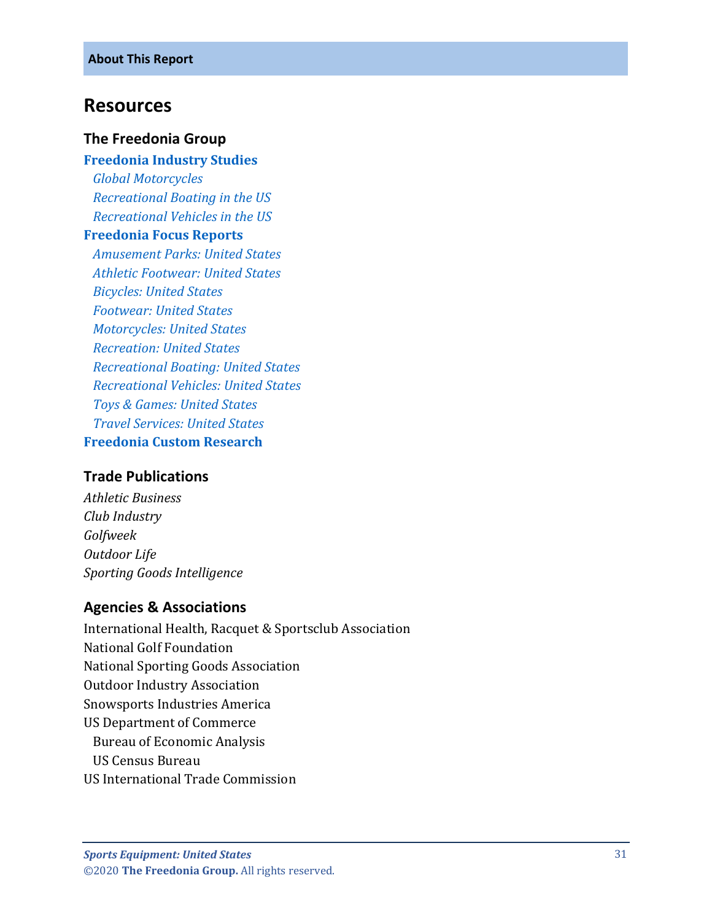**About This Report**

# Resources

## The Freedonia Group

**Freedonia Industry Studies**

- *Global Motorcycles*
- *Recreational Boating in the US*
- *Recreational Vehicles in the US*

**Freedonia Focus Reports**

- *Amusement Parks: United States*
- *Athletic Footwear: United States*
- *Bicycles: United States*
- *Footwear: United States*
- *Motorcycles: United States*
- *Recreation: United States*
- *Recreational Boating: United States*
- *Recreational Vehicles: United States*
- *Toys & Games: United States*
- *Travel Services: United States*

**Freedonia Custom Research**

## Trade Publications

*Athletic Business*
*Club Industry*
*Golfweek*
*Outdoor Life*
*Sporting Goods Intelligence*

## Agencies & Associations

International Health, Racquet & Sportsclub Association
National Golf Foundation
National Sporting Goods Association
Outdoor Industry Association
Snowsports Industries America
US Department of Commerce
- Bureau of Economic Analysis
- US Census Bureau

US International Trade Commission